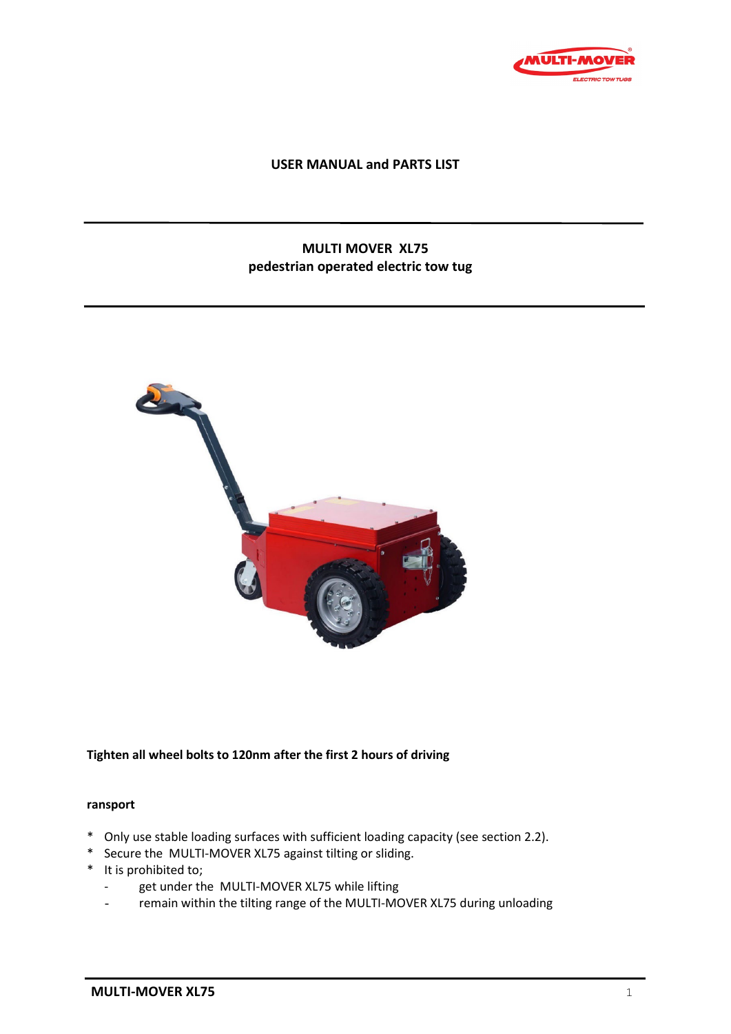**USER MANUAL and PARTS LIST**

# MULTI MOVER XL75
## pedestrian operated electric tow tug

**Tighten all wheel bolts to 120nm after the first 2 hours of driving**

**ransport**

* Only use stable loading surfaces with sufficient loading capacity (see section 2.2).
* Secure the MULTI-MOVER XL75 against tilting or sliding.
* It is prohibited to;
  - get under the MULTI-MOVER XL75 while lifting
  - remain within the tilting range of the MULTI-MOVER XL75 during unloading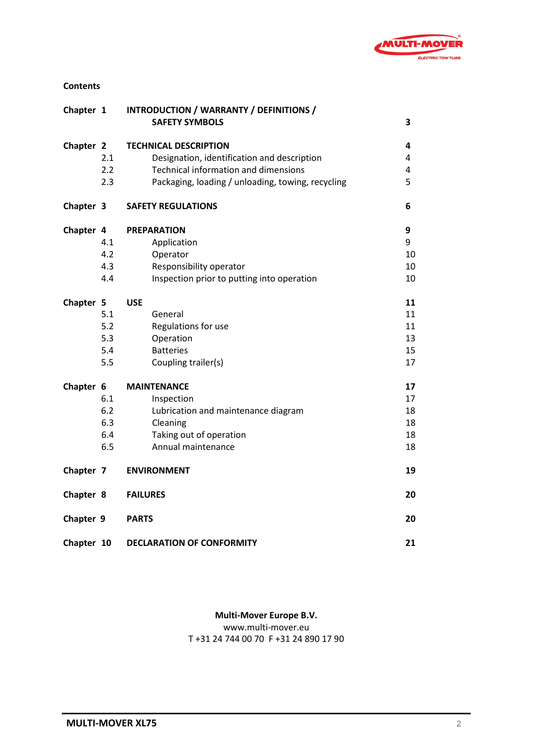**Contents**

| | | | |
|---|---|---|---|
| **Chapter 1** | | **INTRODUCTION / WARRANTY / DEFINITIONS / SAFETY SYMBOLS** | **3** |
| **Chapter 2** | | **TECHNICAL DESCRIPTION** | **4** |
| | 2.1 | Designation, identification and description | 4 |
| | 2.2 | Technical information and dimensions | 4 |
| | 2.3 | Packaging, loading / unloading, towing, recycling | 5 |
| **Chapter 3** | | **SAFETY REGULATIONS** | **6** |
| **Chapter 4** | | **PREPARATION** | **9** |
| | 4.1 | Application | 9 |
| | 4.2 | Operator | 10 |
| | 4.3 | Responsibility operator | 10 |
| | 4.4 | Inspection prior to putting into operation | 10 |
| **Chapter 5** | | **USE** | **11** |
| | 5.1 | General | 11 |
| | 5.2 | Regulations for use | 11 |
| | 5.3 | Operation | 13 |
| | 5.4 | Batteries | 15 |
| | 5.5 | Coupling trailer(s) | 17 |
| **Chapter 6** | | **MAINTENANCE** | **17** |
| | 6.1 | Inspection | 17 |
| | 6.2 | Lubrication and maintenance diagram | 18 |
| | 6.3 | Cleaning | 18 |
| | 6.4 | Taking out of operation | 18 |
| | 6.5 | Annual maintenance | 18 |
| **Chapter 7** | | **ENVIRONMENT** | **19** |
| **Chapter 8** | | **FAILURES** | **20** |
| **Chapter 9** | | **PARTS** | **20** |
| **Chapter 10** | | **DECLARATION OF CONFORMITY** | **21** |

**Multi-Mover Europe B.V.**
www.multi-mover.eu
T +31 24 744 00 70 F +31 24 890 17 90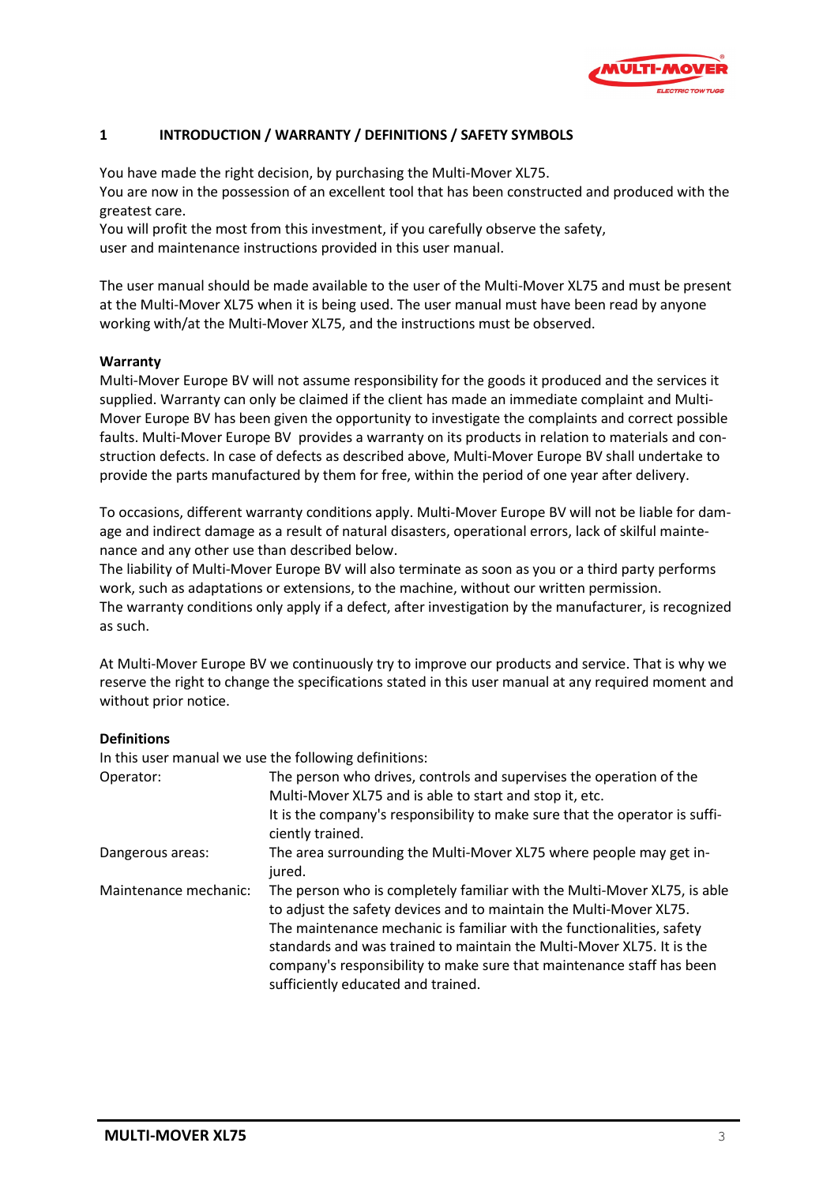# 1 INTRODUCTION / WARRANTY / DEFINITIONS / SAFETY SYMBOLS

You have made the right decision, by purchasing the Multi-Mover XL75.
You are now in the possession of an excellent tool that has been constructed and produced with the greatest care.
You will profit the most from this investment, if you carefully observe the safety, user and maintenance instructions provided in this user manual.

The user manual should be made available to the user of the Multi-Mover XL75 and must be present at the Multi-Mover XL75 when it is being used. The user manual must have been read by anyone working with/at the Multi-Mover XL75, and the instructions must be observed.

**Warranty**

Multi-Mover Europe BV will not assume responsibility for the goods it produced and the services it supplied. Warranty can only be claimed if the client has made an immediate complaint and Multi-Mover Europe BV has been given the opportunity to investigate the complaints and correct possible faults. Multi-Mover Europe BV provides a warranty on its products in relation to materials and construction defects. In case of defects as described above, Multi-Mover Europe BV shall undertake to provide the parts manufactured by them for free, within the period of one year after delivery.

To occasions, different warranty conditions apply. Multi-Mover Europe BV will not be liable for damage and indirect damage as a result of natural disasters, operational errors, lack of skilful maintenance and any other use than described below.
The liability of Multi-Mover Europe BV will also terminate as soon as you or a third party performs work, such as adaptations or extensions, to the machine, without our written permission.
The warranty conditions only apply if a defect, after investigation by the manufacturer, is recognized as such.

At Multi-Mover Europe BV we continuously try to improve our products and service. That is why we reserve the right to change the specifications stated in this user manual at any required moment and without prior notice.

**Definitions**

In this user manual we use the following definitions:

| | |
|---|---|
| Operator: | The person who drives, controls and supervises the operation of the Multi-Mover XL75 and is able to start and stop it, etc. It is the company's responsibility to make sure that the operator is sufficiently trained. |
| Dangerous areas: | The area surrounding the Multi-Mover XL75 where people may get injured. |
| Maintenance mechanic: | The person who is completely familiar with the Multi-Mover XL75, is able to adjust the safety devices and to maintain the Multi-Mover XL75. The maintenance mechanic is familiar with the functionalities, safety standards and was trained to maintain the Multi-Mover XL75. It is the company's responsibility to make sure that maintenance staff has been sufficiently educated and trained. |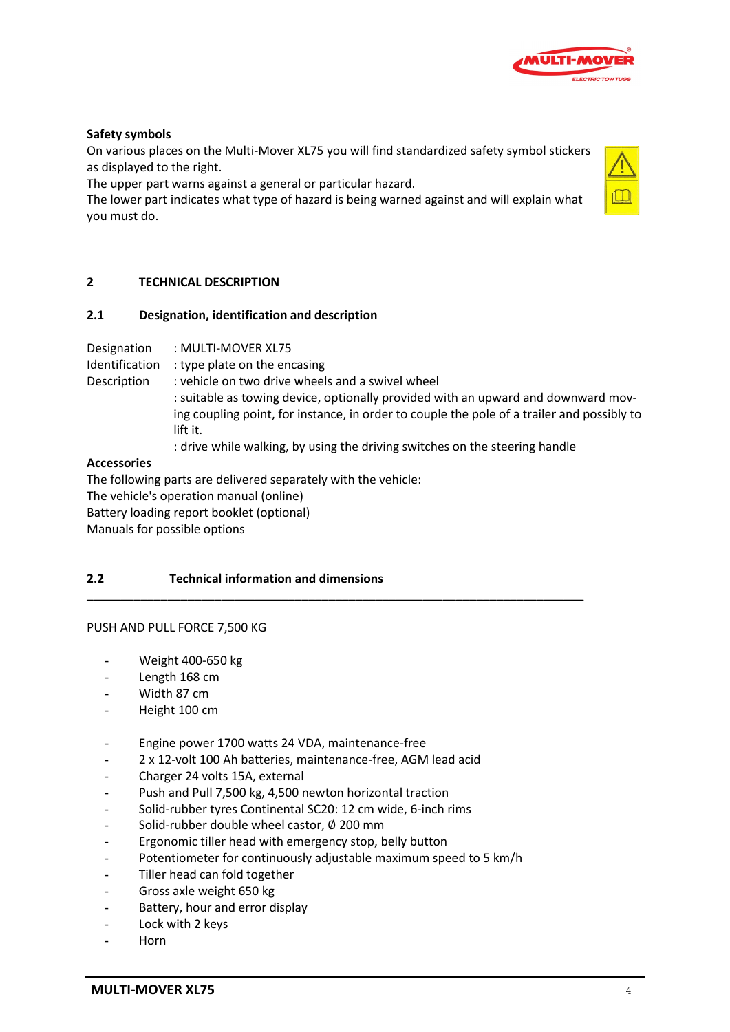**Safety symbols**

On various places on the Multi-Mover XL75 you will find standardized safety symbol stickers as displayed to the right.

The upper part warns against a general or particular hazard.

The lower part indicates what type of hazard is being warned against and will explain what you must do.

# 2 TECHNICAL DESCRIPTION

## 2.1 Designation, identification and description

Designation : MULTI-MOVER XL75

Identification : type plate on the encasing

Description : vehicle on two drive wheels and a swivel wheel

: suitable as towing device, optionally provided with an upward and downward moving coupling point, for instance, in order to couple the pole of a trailer and possibly to lift it.

: drive while walking, by using the driving switches on the steering handle

**Accessories**

The following parts are delivered separately with the vehicle:

The vehicle's operation manual (online)

Battery loading report booklet (optional)

Manuals for possible options

## 2.2 Technical information and dimensions

PUSH AND PULL FORCE 7,500 KG

- Weight 400-650 kg
- Length 168 cm
- Width 87 cm
- Height 100 cm

- Engine power 1700 watts 24 VDA, maintenance-free
- 2 x 12-volt 100 Ah batteries, maintenance-free, AGM lead acid
- Charger 24 volts 15A, external
- Push and Pull 7,500 kg, 4,500 newton horizontal traction
- Solid-rubber tyres Continental SC20: 12 cm wide, 6-inch rims
- Solid-rubber double wheel castor, Ø 200 mm
- Ergonomic tiller head with emergency stop, belly button
- Potentiometer for continuously adjustable maximum speed to 5 km/h
- Tiller head can fold together
- Gross axle weight 650 kg
- Battery, hour and error display
- Lock with 2 keys
- Horn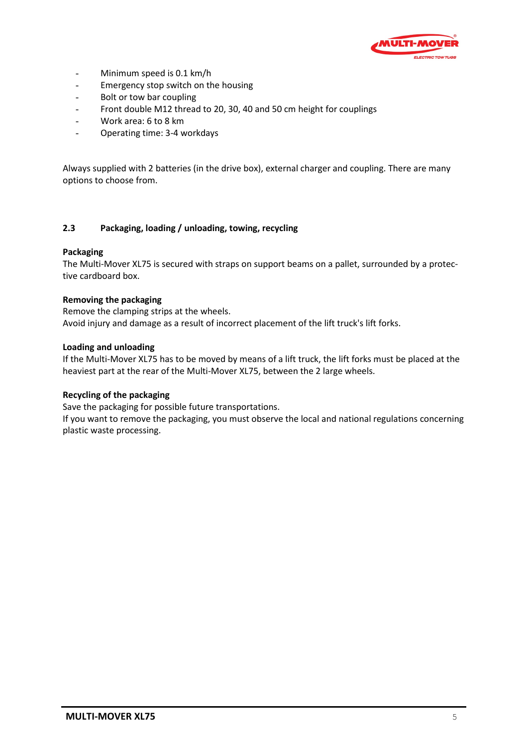- Minimum speed is 0.1 km/h
- Emergency stop switch on the housing
- Bolt or tow bar coupling
- Front double M12 thread to 20, 30, 40 and 50 cm height for couplings
- Work area: 6 to 8 km
- Operating time: 3-4 workdays

Always supplied with 2 batteries (in the drive box), external charger and coupling. There are many options to choose from.

## 2.3 Packaging, loading / unloading, towing, recycling

**Packaging**

The Multi-Mover XL75 is secured with straps on support beams on a pallet, surrounded by a protective cardboard box.

**Removing the packaging**

Remove the clamping strips at the wheels.
Avoid injury and damage as a result of incorrect placement of the lift truck's lift forks.

**Loading and unloading**

If the Multi-Mover XL75 has to be moved by means of a lift truck, the lift forks must be placed at the heaviest part at the rear of the Multi-Mover XL75, between the 2 large wheels.

**Recycling of the packaging**

Save the packaging for possible future transportations.
If you want to remove the packaging, you must observe the local and national regulations concerning plastic waste processing.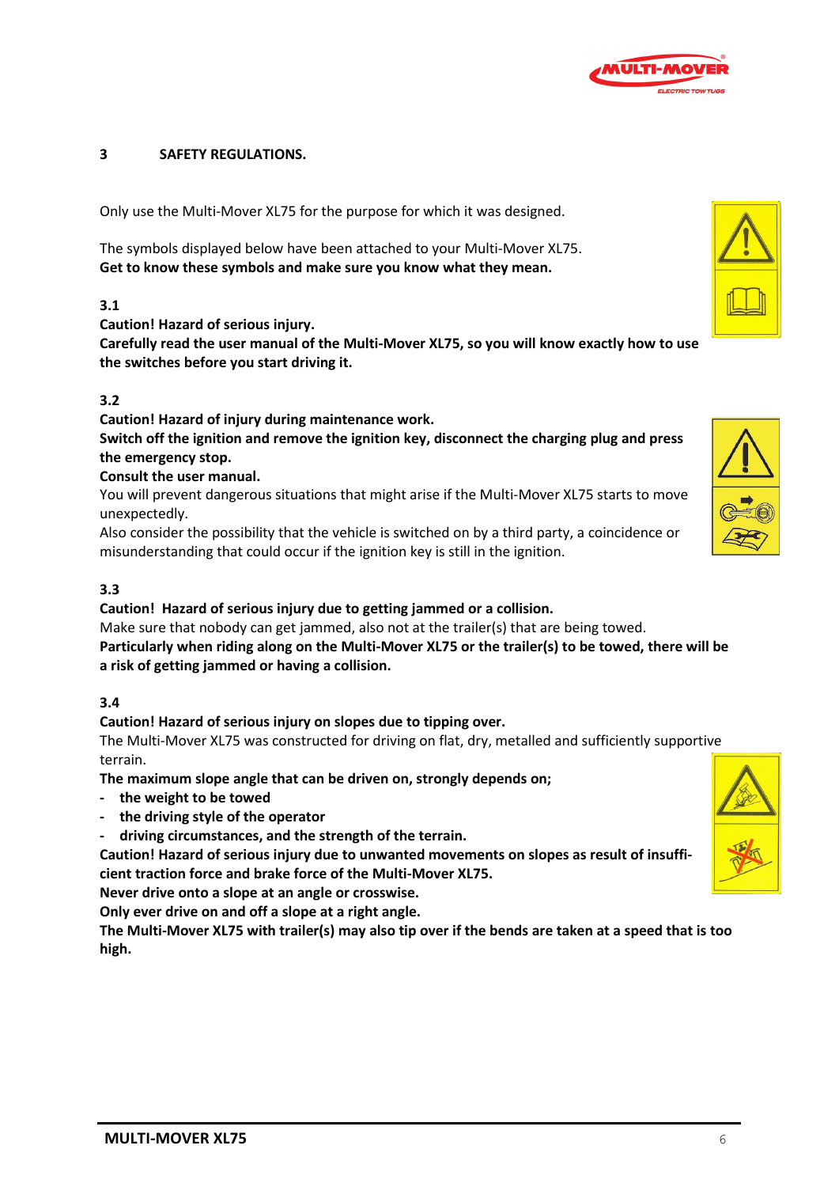# 3 SAFETY REGULATIONS.

Only use the Multi-Mover XL75 for the purpose for which it was designed.

The symbols displayed below have been attached to your Multi-Mover XL75.
**Get to know these symbols and make sure you know what they mean.**

## 3.1

**Caution! Hazard of serious injury.**
**Carefully read the user manual of the Multi-Mover XL75, so you will know exactly how to use the switches before you start driving it.**

## 3.2

**Caution! Hazard of injury during maintenance work.**
**Switch off the ignition and remove the ignition key, disconnect the charging plug and press the emergency stop.**
**Consult the user manual.**
You will prevent dangerous situations that might arise if the Multi-Mover XL75 starts to move unexpectedly.
Also consider the possibility that the vehicle is switched on by a third party, a coincidence or misunderstanding that could occur if the ignition key is still in the ignition.

## 3.3

**Caution! Hazard of serious injury due to getting jammed or a collision.**
Make sure that nobody can get jammed, also not at the trailer(s) that are being towed.
**Particularly when riding along on the Multi-Mover XL75 or the trailer(s) to be towed, there will be a risk of getting jammed or having a collision.**

## 3.4

**Caution! Hazard of serious injury on slopes due to tipping over.**
The Multi-Mover XL75 was constructed for driving on flat, dry, metalled and sufficiently supportive terrain.
**The maximum slope angle that can be driven on, strongly depends on;**

- **the weight to be towed**
- **the driving style of the operator**
- **driving circumstances, and the strength of the terrain.**

**Caution! Hazard of serious injury due to unwanted movements on slopes as result of insufficient traction force and brake force of the Multi-Mover XL75.**
**Never drive onto a slope at an angle or crosswise.**
**Only ever drive on and off a slope at a right angle.**
**The Multi-Mover XL75 with trailer(s) may also tip over if the bends are taken at a speed that is too high.**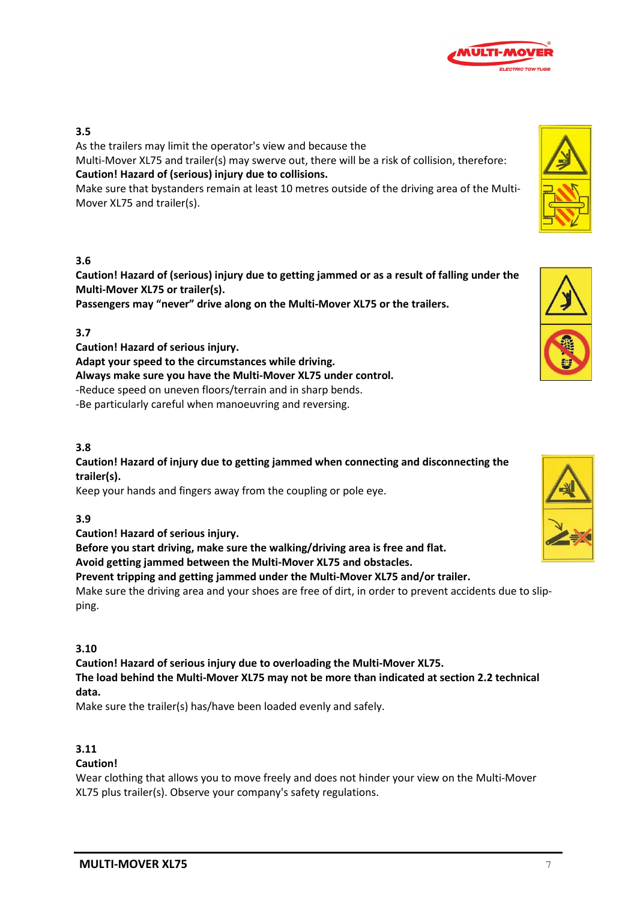### 3.5

As the trailers may limit the operator's view and because the
Multi-Mover XL75 and trailer(s) may swerve out, there will be a risk of collision, therefore:
**Caution! Hazard of (serious) injury due to collisions.**
Make sure that bystanders remain at least 10 metres outside of the driving area of the Multi-Mover XL75 and trailer(s).

### 3.6

**Caution! Hazard of (serious) injury due to getting jammed or as a result of falling under the Multi-Mover XL75 or trailer(s).**
**Passengers may "never" drive along on the Multi-Mover XL75 or the trailers.**

### 3.7

**Caution! Hazard of serious injury.**
**Adapt your speed to the circumstances while driving.**
**Always make sure you have the Multi-Mover XL75 under control.**
-Reduce speed on uneven floors/terrain and in sharp bends.
-Be particularly careful when manoeuvring and reversing.

### 3.8

**Caution! Hazard of injury due to getting jammed when connecting and disconnecting the trailer(s).**
Keep your hands and fingers away from the coupling or pole eye.

### 3.9

**Caution! Hazard of serious injury.**
**Before you start driving, make sure the walking/driving area is free and flat.**
**Avoid getting jammed between the Multi-Mover XL75 and obstacles.**
**Prevent tripping and getting jammed under the Multi-Mover XL75 and/or trailer.**
Make sure the driving area and your shoes are free of dirt, in order to prevent accidents due to slipping.

### 3.10

**Caution! Hazard of serious injury due to overloading the Multi-Mover XL75.**
**The load behind the Multi-Mover XL75 may not be more than indicated at section 2.2 technical data.**
Make sure the trailer(s) has/have been loaded evenly and safely.

### 3.11

**Caution!**
Wear clothing that allows you to move freely and does not hinder your view on the Multi-Mover XL75 plus trailer(s). Observe your company's safety regulations.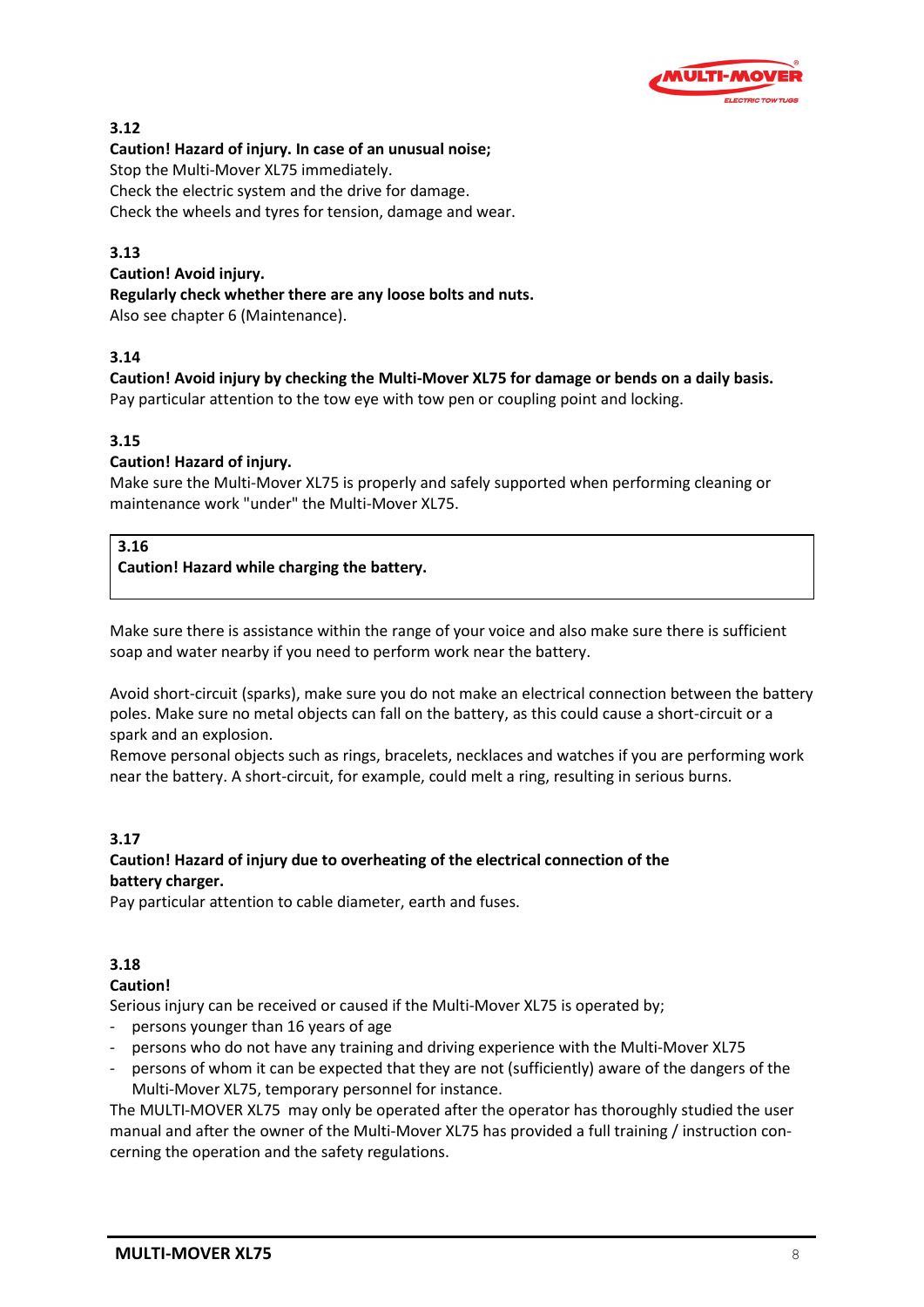**3.12**

**Caution! Hazard of injury. In case of an unusual noise;**

Stop the Multi-Mover XL75 immediately.
Check the electric system and the drive for damage.
Check the wheels and tyres for tension, damage and wear.

**3.13**

**Caution! Avoid injury.**

**Regularly check whether there are any loose bolts and nuts.**

Also see chapter 6 (Maintenance).

**3.14**

**Caution! Avoid injury by checking the Multi-Mover XL75 for damage or bends on a daily basis.**

Pay particular attention to the tow eye with tow pen or coupling point and locking.

**3.15**

**Caution! Hazard of injury.**

Make sure the Multi-Mover XL75 is properly and safely supported when performing cleaning or maintenance work "under" the Multi-Mover XL75.

**3.16**

**Caution! Hazard while charging the battery.**

Make sure there is assistance within the range of your voice and also make sure there is sufficient soap and water nearby if you need to perform work near the battery.

Avoid short-circuit (sparks), make sure you do not make an electrical connection between the battery poles. Make sure no metal objects can fall on the battery, as this could cause a short-circuit or a spark and an explosion.
Remove personal objects such as rings, bracelets, necklaces and watches if you are performing work near the battery. A short-circuit, for example, could melt a ring, resulting in serious burns.

**3.17**

**Caution! Hazard of injury due to overheating of the electrical connection of the battery charger.**

Pay particular attention to cable diameter, earth and fuses.

**3.18**

**Caution!**

Serious injury can be received or caused if the Multi-Mover XL75 is operated by;

- persons younger than 16 years of age
- persons who do not have any training and driving experience with the Multi-Mover XL75
- persons of whom it can be expected that they are not (sufficiently) aware of the dangers of the Multi-Mover XL75, temporary personnel for instance.

The MULTI-MOVER XL75 may only be operated after the operator has thoroughly studied the user manual and after the owner of the Multi-Mover XL75 has provided a full training / instruction concerning the operation and the safety regulations.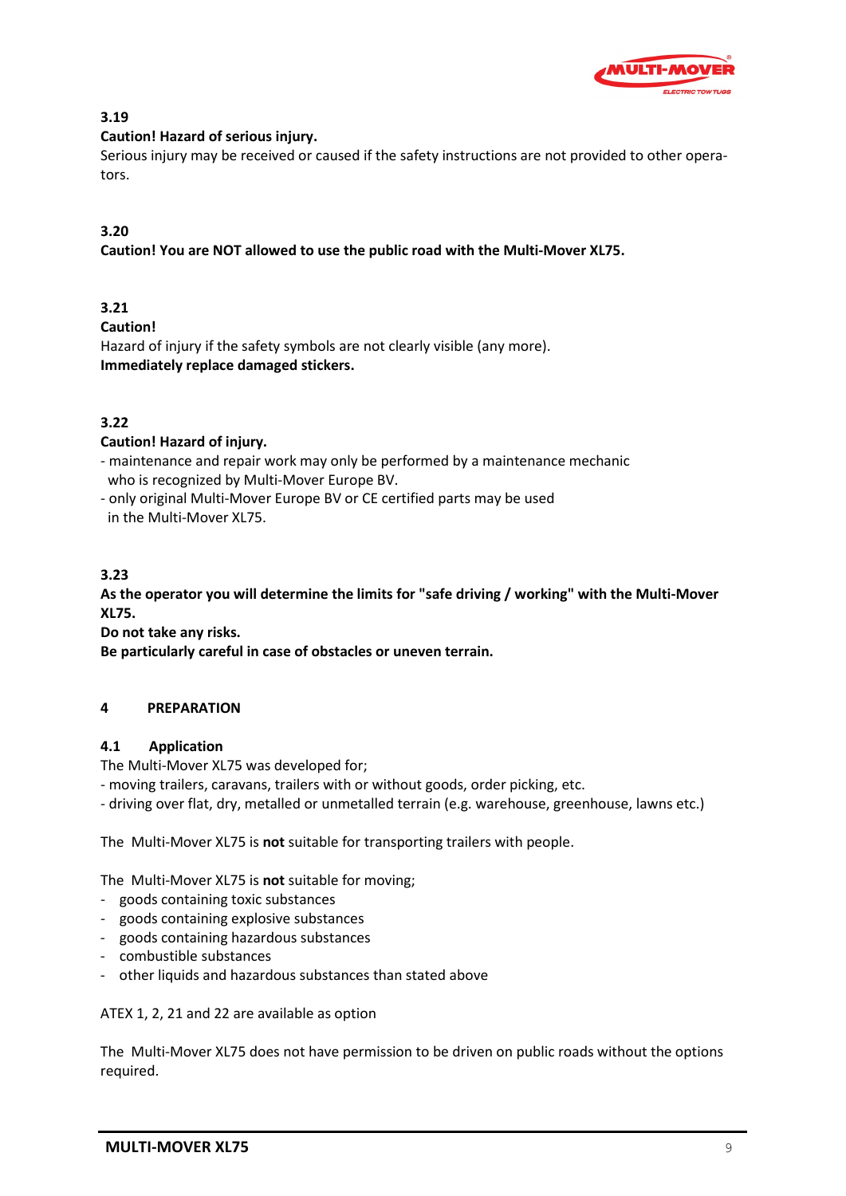**3.19**

**Caution! Hazard of serious injury.**

Serious injury may be received or caused if the safety instructions are not provided to other operators.

**3.20**

**Caution! You are NOT allowed to use the public road with the Multi-Mover XL75.**

**3.21**

**Caution!**

Hazard of injury if the safety symbols are not clearly visible (any more).

**Immediately replace damaged stickers.**

**3.22**

**Caution! Hazard of injury.**

- maintenance and repair work may only be performed by a maintenance mechanic who is recognized by Multi-Mover Europe BV.
- only original Multi-Mover Europe BV or CE certified parts may be used in the Multi-Mover XL75.

**3.23**

**As the operator you will determine the limits for "safe driving / working" with the Multi-Mover XL75.**

**Do not take any risks.**

**Be particularly careful in case of obstacles or uneven terrain.**

# 4 PREPARATION

## 4.1 Application

The Multi-Mover XL75 was developed for;

- moving trailers, caravans, trailers with or without goods, order picking, etc.
- driving over flat, dry, metalled or unmetalled terrain (e.g. warehouse, greenhouse, lawns etc.)

The Multi-Mover XL75 is **not** suitable for transporting trailers with people.

The Multi-Mover XL75 is **not** suitable for moving;

- goods containing toxic substances
- goods containing explosive substances
- goods containing hazardous substances
- combustible substances
- other liquids and hazardous substances than stated above

ATEX 1, 2, 21 and 22 are available as option

The Multi-Mover XL75 does not have permission to be driven on public roads without the options required.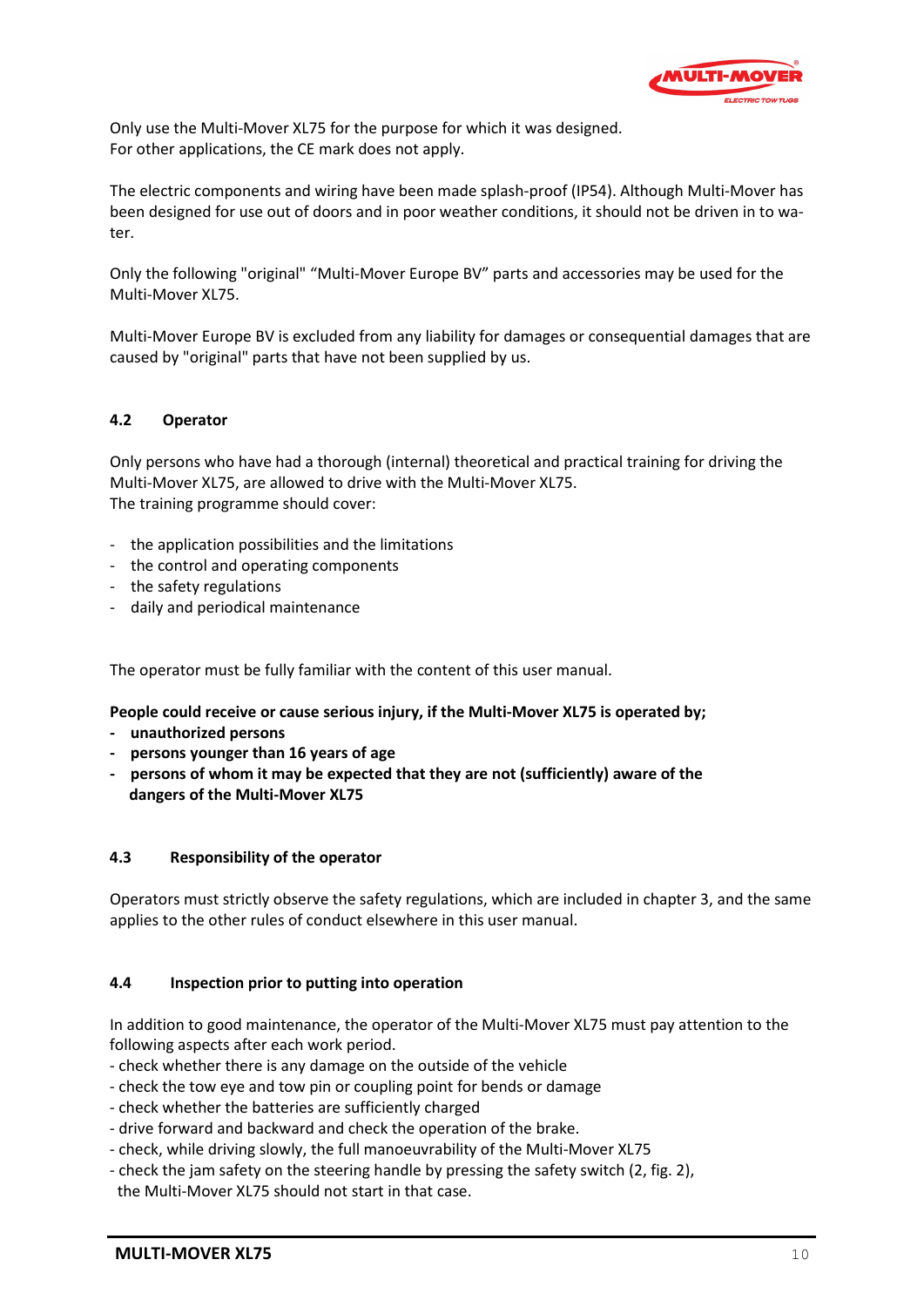Only use the Multi-Mover XL75 for the purpose for which it was designed.
For other applications, the CE mark does not apply.

The electric components and wiring have been made splash-proof (IP54). Although Multi-Mover has been designed for use out of doors and in poor weather conditions, it should not be driven in to water.

Only the following "original" “Multi-Mover Europe BV” parts and accessories may be used for the Multi-Mover XL75.

Multi-Mover Europe BV is excluded from any liability for damages or consequential damages that are caused by "original" parts that have not been supplied by us.

### 4.2 Operator

Only persons who have had a thorough (internal) theoretical and practical training for driving the Multi-Mover XL75, are allowed to drive with the Multi-Mover XL75.
The training programme should cover:

- the application possibilities and the limitations
- the control and operating components
- the safety regulations
- daily and periodical maintenance

The operator must be fully familiar with the content of this user manual.

**People could receive or cause serious injury, if the Multi-Mover XL75 is operated by;**
- **unauthorized persons**
- **persons younger than 16 years of age**
- **persons of whom it may be expected that they are not (sufficiently) aware of the dangers of the Multi-Mover XL75**

### 4.3 Responsibility of the operator

Operators must strictly observe the safety regulations, which are included in chapter 3, and the same applies to the other rules of conduct elsewhere in this user manual.

### 4.4 Inspection prior to putting into operation

In addition to good maintenance, the operator of the Multi-Mover XL75 must pay attention to the following aspects after each work period.
- check whether there is any damage on the outside of the vehicle
- check the tow eye and tow pin or coupling point for bends or damage
- check whether the batteries are sufficiently charged
- drive forward and backward and check the operation of the brake.
- check, while driving slowly, the full manoeuvrability of the Multi-Mover XL75
- check the jam safety on the steering handle by pressing the safety switch (2, fig. 2), the Multi-Mover XL75 should not start in that case.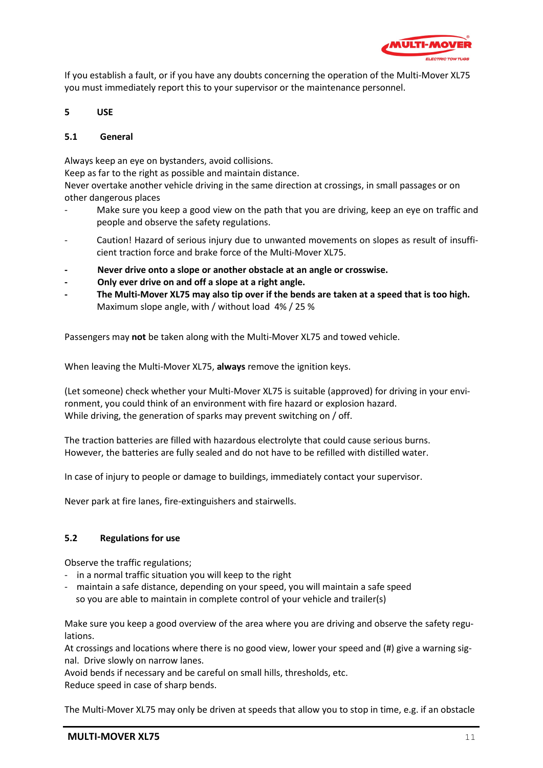If you establish a fault, or if you have any doubts concerning the operation of the Multi-Mover XL75 you must immediately report this to your supervisor or the maintenance personnel.

# 5 USE

## 5.1 General

Always keep an eye on bystanders, avoid collisions.
Keep as far to the right as possible and maintain distance.
Never overtake another vehicle driving in the same direction at crossings, in small passages or on other dangerous places

- Make sure you keep a good view on the path that you are driving, keep an eye on traffic and people and observe the safety regulations.
- Caution! Hazard of serious injury due to unwanted movements on slopes as result of insufficient traction force and brake force of the Multi-Mover XL75.
- **Never drive onto a slope or another obstacle at an angle or crosswise.**
- **Only ever drive on and off a slope at a right angle.**
- **The Multi-Mover XL75 may also tip over if the bends are taken at a speed that is too high.** Maximum slope angle, with / without load 4% / 25 %

Passengers may **not** be taken along with the Multi-Mover XL75 and towed vehicle.

When leaving the Multi-Mover XL75, **always** remove the ignition keys.

(Let someone) check whether your Multi-Mover XL75 is suitable (approved) for driving in your environment, you could think of an environment with fire hazard or explosion hazard.
While driving, the generation of sparks may prevent switching on / off.

The traction batteries are filled with hazardous electrolyte that could cause serious burns.
However, the batteries are fully sealed and do not have to be refilled with distilled water.

In case of injury to people or damage to buildings, immediately contact your supervisor.

Never park at fire lanes, fire-extinguishers and stairwells.

## 5.2 Regulations for use

Observe the traffic regulations;

- in a normal traffic situation you will keep to the right
- maintain a safe distance, depending on your speed, you will maintain a safe speed so you are able to maintain in complete control of your vehicle and trailer(s)

Make sure you keep a good overview of the area where you are driving and observe the safety regulations.
At crossings and locations where there is no good view, lower your speed and (#) give a warning signal. Drive slowly on narrow lanes.
Avoid bends if necessary and be careful on small hills, thresholds, etc.
Reduce speed in case of sharp bends.

The Multi-Mover XL75 may only be driven at speeds that allow you to stop in time, e.g. if an obstacle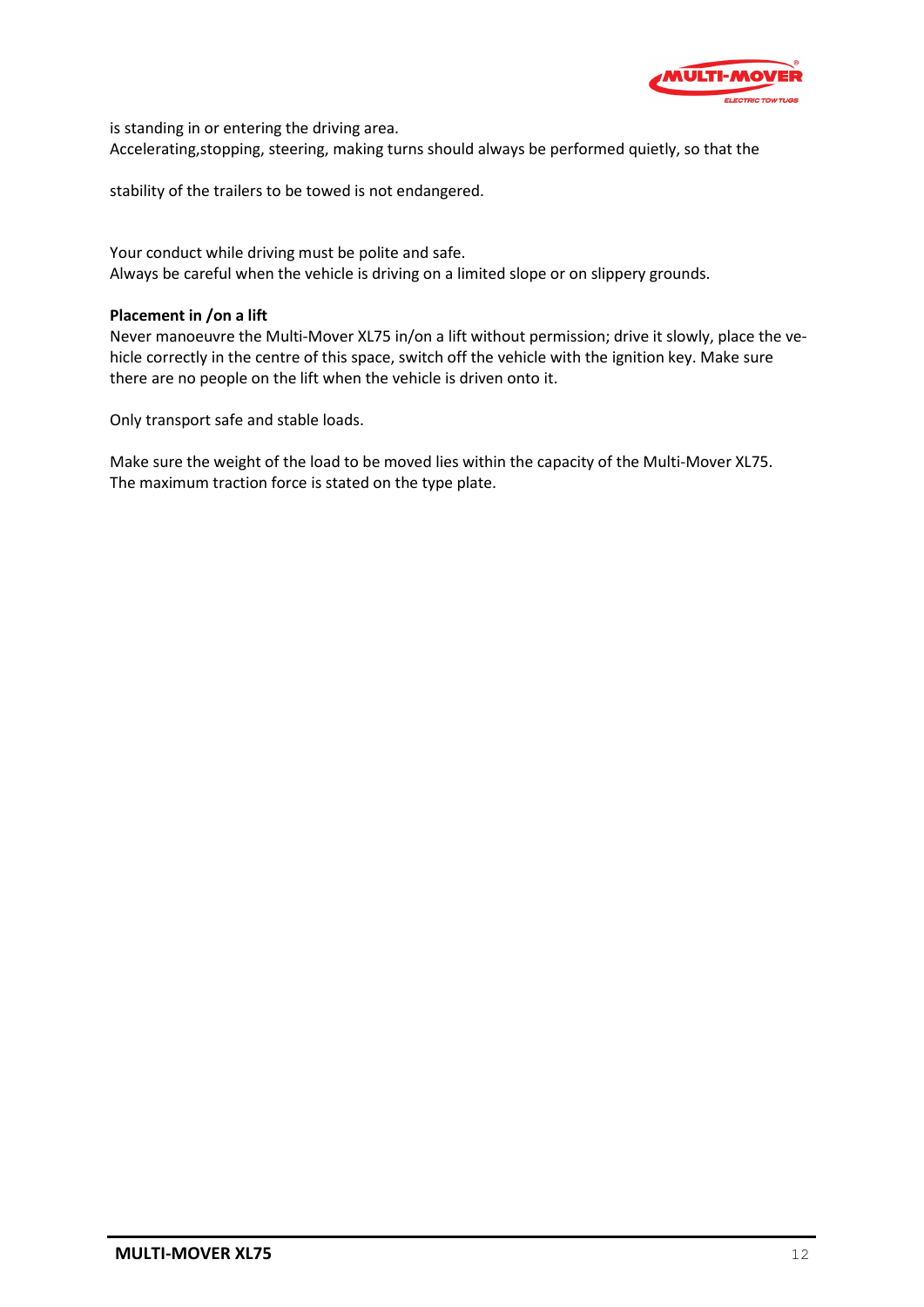is standing in or entering the driving area.
Accelerating,stopping, steering, making turns should always be performed quietly, so that the

stability of the trailers to be towed is not endangered.

Your conduct while driving must be polite and safe.
Always be careful when the vehicle is driving on a limited slope or on slippery grounds.

**Placement in /on a lift**
Never manoeuvre the Multi-Mover XL75 in/on a lift without permission; drive it slowly, place the vehicle correctly in the centre of this space, switch off the vehicle with the ignition key. Make sure there are no people on the lift when the vehicle is driven onto it.

Only transport safe and stable loads.

Make sure the weight of the load to be moved lies within the capacity of the Multi-Mover XL75.
The maximum traction force is stated on the type plate.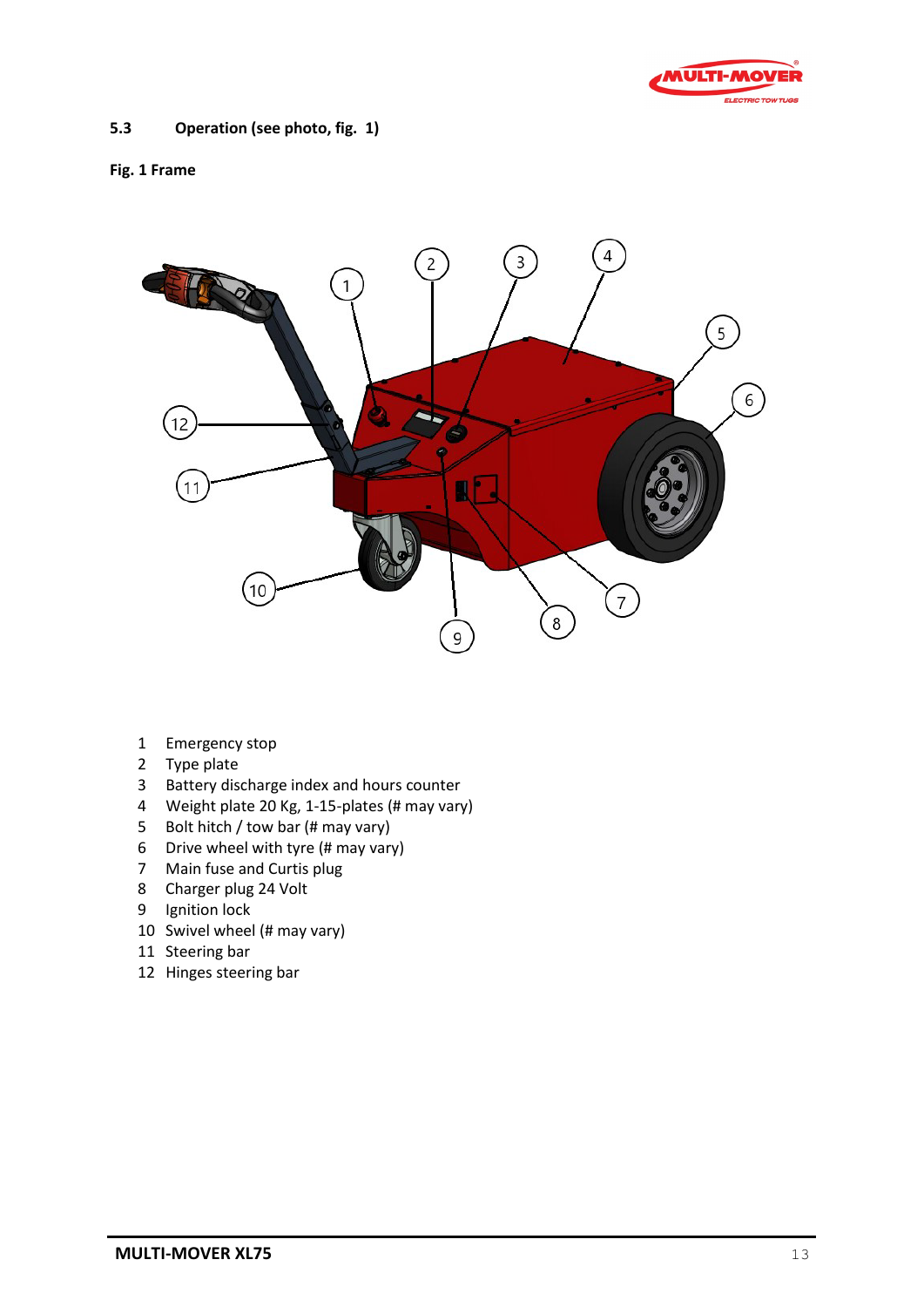## 5.3 Operation (see photo, fig. 1)

**Fig. 1 Frame**

1. Emergency stop
2. Type plate
3. Battery discharge index and hours counter
4. Weight plate 20 Kg, 1-15-plates (# may vary)
5. Bolt hitch / tow bar (# may vary)
6. Drive wheel with tyre (# may vary)
7. Main fuse and Curtis plug
8. Charger plug 24 Volt
9. Ignition lock
10. Swivel wheel (# may vary)
11. Steering bar
12. Hinges steering bar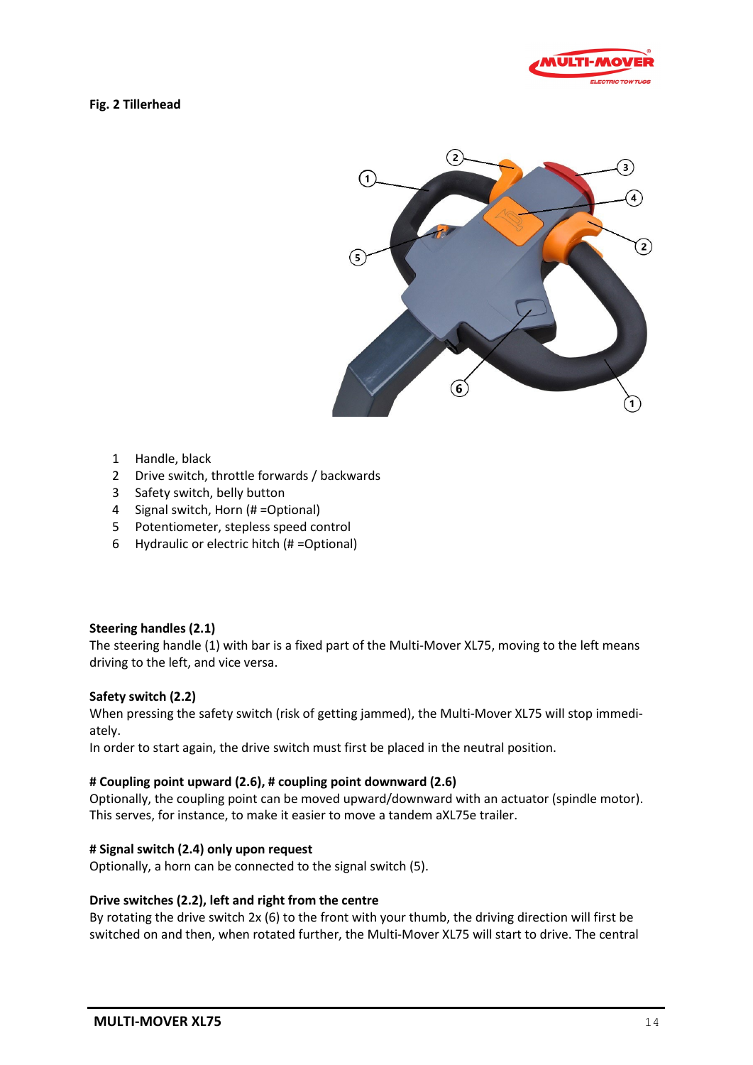**Fig. 2 Tillerhead**

1 Handle, black
2 Drive switch, throttle forwards / backwards
3 Safety switch, belly button
4 Signal switch, Horn (# =Optional)
5 Potentiometer, stepless speed control
6 Hydraulic or electric hitch (# =Optional)

**Steering handles (2.1)**
The steering handle (1) with bar is a fixed part of the Multi-Mover XL75, moving to the left means driving to the left, and vice versa.

**Safety switch (2.2)**
When pressing the safety switch (risk of getting jammed), the Multi-Mover XL75 will stop immediately.
In order to start again, the drive switch must first be placed in the neutral position.

**# Coupling point upward (2.6), # coupling point downward (2.6)**
Optionally, the coupling point can be moved upward/downward with an actuator (spindle motor). This serves, for instance, to make it easier to move a tandem aXL75e trailer.

**# Signal switch (2.4) only upon request**
Optionally, a horn can be connected to the signal switch (5).

**Drive switches (2.2), left and right from the centre**
By rotating the drive switch 2x (6) to the front with your thumb, the driving direction will first be switched on and then, when rotated further, the Multi-Mover XL75 will start to drive. The central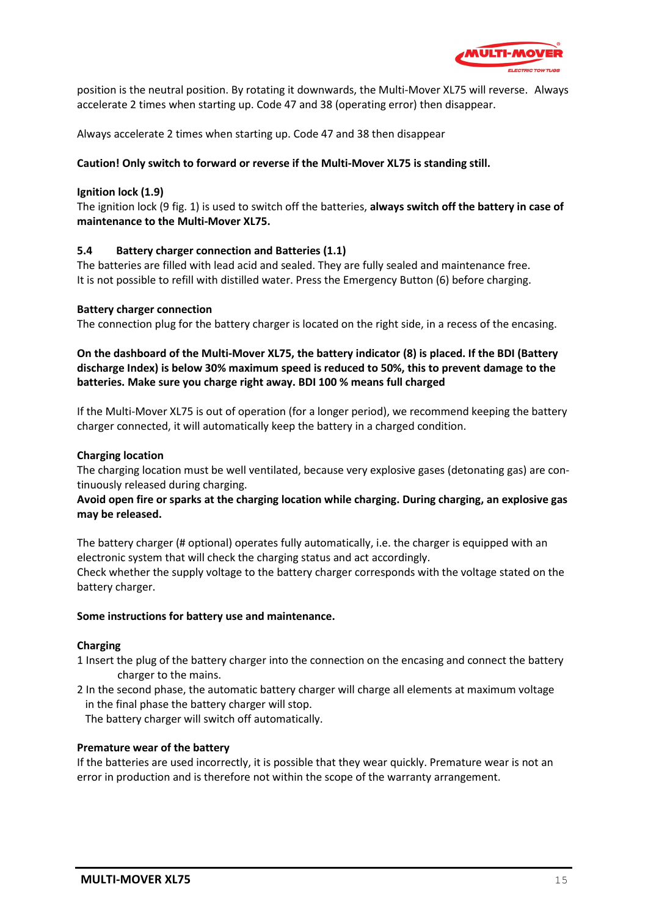position is the neutral position. By rotating it downwards, the Multi-Mover XL75 will reverse. Always accelerate 2 times when starting up. Code 47 and 38 (operating error) then disappear.

Always accelerate 2 times when starting up. Code 47 and 38 then disappear

**Caution! Only switch to forward or reverse if the Multi-Mover XL75 is standing still.**

**Ignition lock (1.9)**
The ignition lock (9 fig. 1) is used to switch off the batteries, **always switch off the battery in case of maintenance to the Multi-Mover XL75.**

## 5.4 Battery charger connection and Batteries (1.1)

The batteries are filled with lead acid and sealed. They are fully sealed and maintenance free.
It is not possible to refill with distilled water. Press the Emergency Button (6) before charging.

**Battery charger connection**
The connection plug for the battery charger is located on the right side, in a recess of the encasing.

**On the dashboard of the Multi-Mover XL75, the battery indicator (8) is placed. If the BDI (Battery discharge Index) is below 30% maximum speed is reduced to 50%, this to prevent damage to the batteries. Make sure you charge right away. BDI 100 % means full charged**

If the Multi-Mover XL75 is out of operation (for a longer period), we recommend keeping the battery charger connected, it will automatically keep the battery in a charged condition.

**Charging location**
The charging location must be well ventilated, because very explosive gases (detonating gas) are continuously released during charging.
**Avoid open fire or sparks at the charging location while charging. During charging, an explosive gas may be released.**

The battery charger (# optional) operates fully automatically, i.e. the charger is equipped with an electronic system that will check the charging status and act accordingly.
Check whether the supply voltage to the battery charger corresponds with the voltage stated on the battery charger.

**Some instructions for battery use and maintenance.**

**Charging**

1. Insert the plug of the battery charger into the connection on the encasing and connect the battery charger to the mains.
2. In the second phase, the automatic battery charger will charge all elements at maximum voltage in the final phase the battery charger will stop.
   The battery charger will switch off automatically.

**Premature wear of the battery**
If the batteries are used incorrectly, it is possible that they wear quickly. Premature wear is not an error in production and is therefore not within the scope of the warranty arrangement.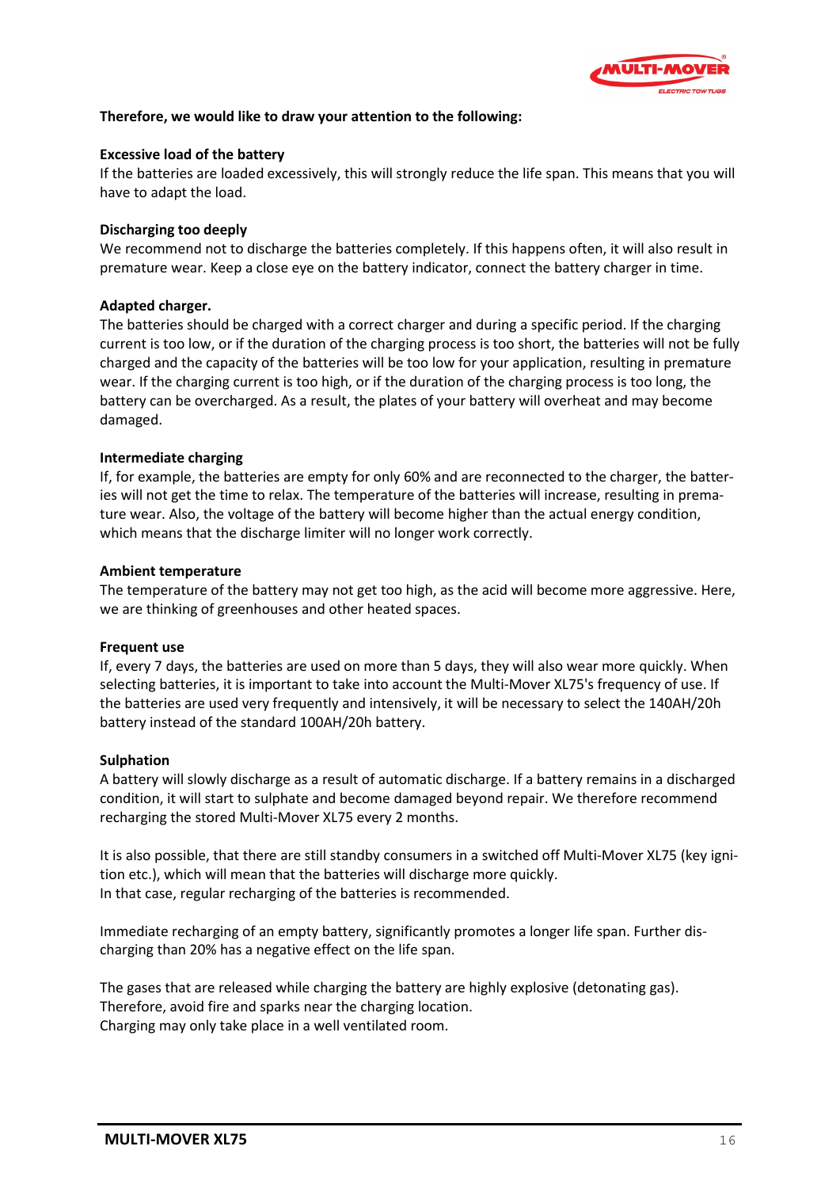**Therefore, we would like to draw your attention to the following:**

**Excessive load of the battery**
If the batteries are loaded excessively, this will strongly reduce the life span. This means that you will have to adapt the load.

**Discharging too deeply**
We recommend not to discharge the batteries completely. If this happens often, it will also result in premature wear. Keep a close eye on the battery indicator, connect the battery charger in time.

**Adapted charger.**
The batteries should be charged with a correct charger and during a specific period. If the charging current is too low, or if the duration of the charging process is too short, the batteries will not be fully charged and the capacity of the batteries will be too low for your application, resulting in premature wear. If the charging current is too high, or if the duration of the charging process is too long, the battery can be overcharged. As a result, the plates of your battery will overheat and may become damaged.

**Intermediate charging**
If, for example, the batteries are empty for only 60% and are reconnected to the charger, the batteries will not get the time to relax. The temperature of the batteries will increase, resulting in premature wear. Also, the voltage of the battery will become higher than the actual energy condition, which means that the discharge limiter will no longer work correctly.

**Ambient temperature**
The temperature of the battery may not get too high, as the acid will become more aggressive. Here, we are thinking of greenhouses and other heated spaces.

**Frequent use**
If, every 7 days, the batteries are used on more than 5 days, they will also wear more quickly. When selecting batteries, it is important to take into account the Multi-Mover XL75's frequency of use. If the batteries are used very frequently and intensively, it will be necessary to select the 140AH/20h battery instead of the standard 100AH/20h battery.

**Sulphation**
A battery will slowly discharge as a result of automatic discharge. If a battery remains in a discharged condition, it will start to sulphate and become damaged beyond repair. We therefore recommend recharging the stored Multi-Mover XL75 every 2 months.

It is also possible, that there are still standby consumers in a switched off Multi-Mover XL75 (key ignition etc.), which will mean that the batteries will discharge more quickly.
In that case, regular recharging of the batteries is recommended.

Immediate recharging of an empty battery, significantly promotes a longer life span. Further discharging than 20% has a negative effect on the life span.

The gases that are released while charging the battery are highly explosive (detonating gas).
Therefore, avoid fire and sparks near the charging location.
Charging may only take place in a well ventilated room.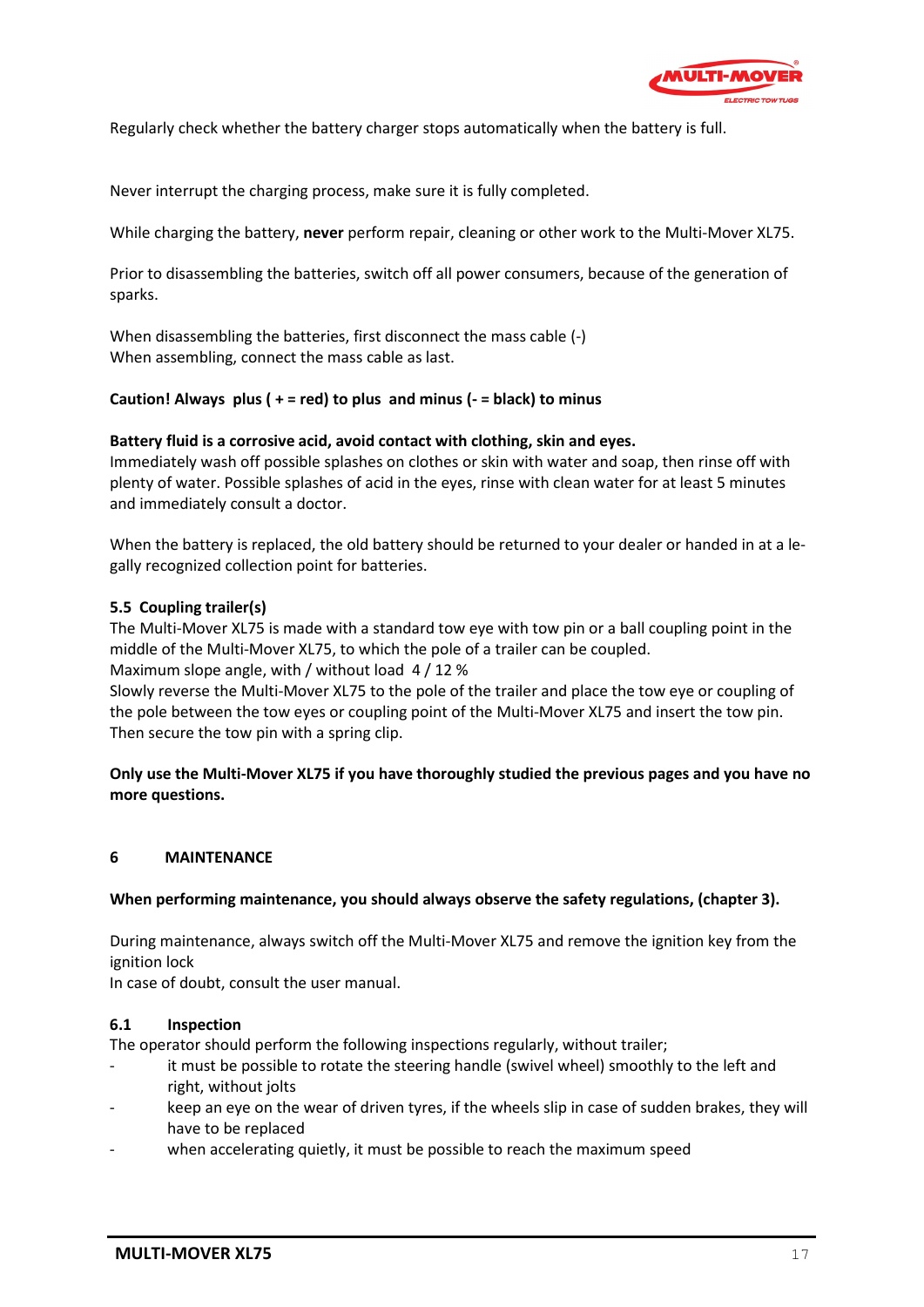Regularly check whether the battery charger stops automatically when the battery is full.

Never interrupt the charging process, make sure it is fully completed.

While charging the battery, **never** perform repair, cleaning or other work to the Multi-Mover XL75.

Prior to disassembling the batteries, switch off all power consumers, because of the generation of sparks.

When disassembling the batteries, first disconnect the mass cable (-)
When assembling, connect the mass cable as last.

**Caution! Always plus ( + = red) to plus and minus (- = black) to minus**

**Battery fluid is a corrosive acid, avoid contact with clothing, skin and eyes.**
Immediately wash off possible splashes on clothes or skin with water and soap, then rinse off with plenty of water. Possible splashes of acid in the eyes, rinse with clean water for at least 5 minutes and immediately consult a doctor.

When the battery is replaced, the old battery should be returned to your dealer or handed in at a legally recognized collection point for batteries.

### 5.5 Coupling trailer(s)

The Multi-Mover XL75 is made with a standard tow eye with tow pin or a ball coupling point in the middle of the Multi-Mover XL75, to which the pole of a trailer can be coupled.
Maximum slope angle, with / without load 4 / 12 %
Slowly reverse the Multi-Mover XL75 to the pole of the trailer and place the tow eye or coupling of the pole between the tow eyes or coupling point of the Multi-Mover XL75 and insert the tow pin. Then secure the tow pin with a spring clip.

**Only use the Multi-Mover XL75 if you have thoroughly studied the previous pages and you have no more questions.**

## 6 MAINTENANCE

**When performing maintenance, you should always observe the safety regulations, (chapter 3).**

During maintenance, always switch off the Multi-Mover XL75 and remove the ignition key from the ignition lock
In case of doubt, consult the user manual.

### 6.1 Inspection

The operator should perform the following inspections regularly, without trailer;

- it must be possible to rotate the steering handle (swivel wheel) smoothly to the left and right, without jolts
- keep an eye on the wear of driven tyres, if the wheels slip in case of sudden brakes, they will have to be replaced
- when accelerating quietly, it must be possible to reach the maximum speed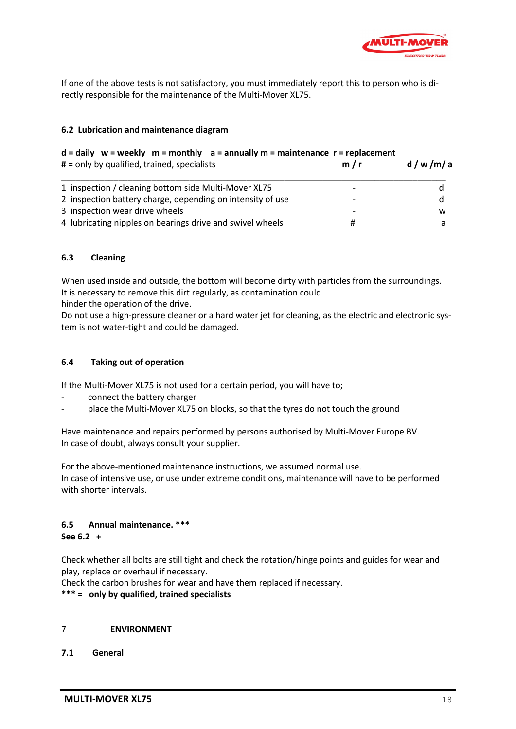If one of the above tests is not satisfactory, you must immediately report this to person who is directly responsible for the maintenance of the Multi-Mover XL75.

### 6.2 Lubrication and maintenance diagram

**d = daily w = weekly m = monthly a = annually m = maintenance r = replacement**
**#** = only by qualified, trained, specialists

| | **m / r** | **d / w /m/ a** |
|---|---|---|
| 1 inspection / cleaning bottom side Multi-Mover XL75 | - | d |
| 2 inspection battery charge, depending on intensity of use | - | d |
| 3 inspection wear drive wheels | - | w |
| 4 lubricating nipples on bearings drive and swivel wheels | # | a |

### 6.3 Cleaning

When used inside and outside, the bottom will become dirty with particles from the surroundings. It is necessary to remove this dirt regularly, as contamination could hinder the operation of the drive.
Do not use a high-pressure cleaner or a hard water jet for cleaning, as the electric and electronic system is not water-tight and could be damaged.

### 6.4 Taking out of operation

If the Multi-Mover XL75 is not used for a certain period, you will have to;

- connect the battery charger
- place the Multi-Mover XL75 on blocks, so that the tyres do not touch the ground

Have maintenance and repairs performed by persons authorised by Multi-Mover Europe BV.
In case of doubt, always consult your supplier.

For the above-mentioned maintenance instructions, we assumed normal use.
In case of intensive use, or use under extreme conditions, maintenance will have to be performed with shorter intervals.

### 6.5 Annual maintenance. ***
**See 6.2 +**

Check whether all bolts are still tight and check the rotation/hinge points and guides for wear and play, replace or overhaul if necessary.
Check the carbon brushes for wear and have them replaced if necessary.
**\*\*\* = only by qualified, trained specialists**

## 7 ENVIRONMENT

### 7.1 General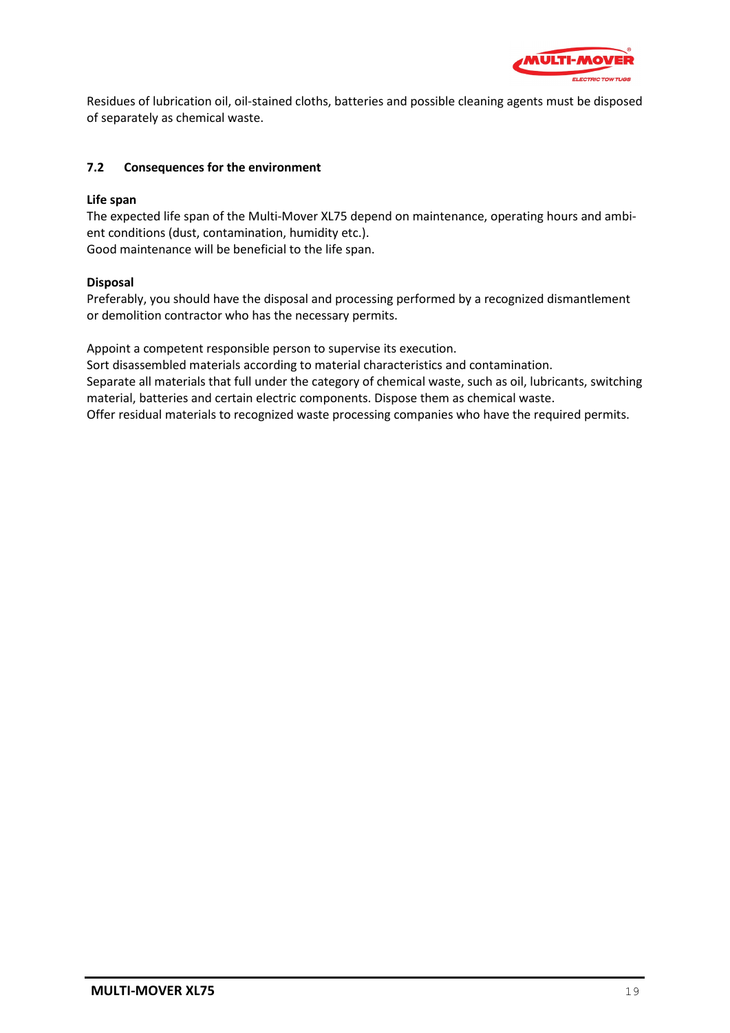Residues of lubrication oil, oil-stained cloths, batteries and possible cleaning agents must be disposed of separately as chemical waste.

### 7.2 Consequences for the environment

**Life span**

The expected life span of the Multi-Mover XL75 depend on maintenance, operating hours and ambient conditions (dust, contamination, humidity etc.).
Good maintenance will be beneficial to the life span.

**Disposal**

Preferably, you should have the disposal and processing performed by a recognized dismantlement or demolition contractor who has the necessary permits.

Appoint a competent responsible person to supervise its execution.
Sort disassembled materials according to material characteristics and contamination.
Separate all materials that full under the category of chemical waste, such as oil, lubricants, switching material, batteries and certain electric components. Dispose them as chemical waste.
Offer residual materials to recognized waste processing companies who have the required permits.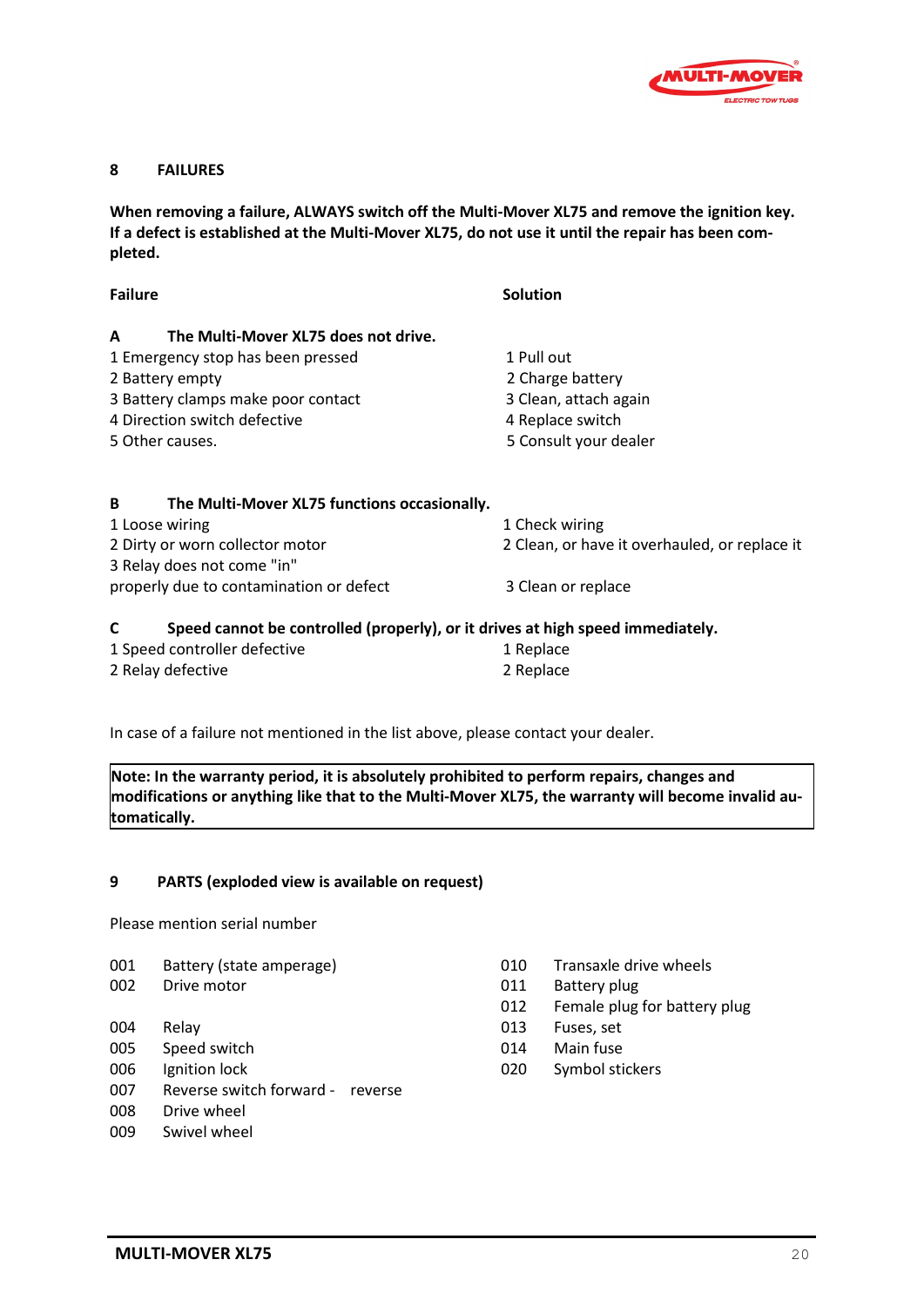## 8 FAILURES

**When removing a failure, ALWAYS switch off the Multi-Mover XL75 and remove the ignition key. If a defect is established at the Multi-Mover XL75, do not use it until the repair has been completed.**

| Failure | Solution |
|---|---|
| **A The Multi-Mover XL75 does not drive.** | |
| 1 Emergency stop has been pressed | 1 Pull out |
| 2 Battery empty | 2 Charge battery |
| 3 Battery clamps make poor contact | 3 Clean, attach again |
| 4 Direction switch defective | 4 Replace switch |
| 5 Other causes. | 5 Consult your dealer |
| **B The Multi-Mover XL75 functions occasionally.** | |
| 1 Loose wiring | 1 Check wiring |
| 2 Dirty or worn collector motor | 2 Clean, or have it overhauled, or replace it |
| 3 Relay does not come "in" properly due to contamination or defect | 3 Clean or replace |
| **C Speed cannot be controlled (properly), or it drives at high speed immediately.** | |
| 1 Speed controller defective | 1 Replace |
| 2 Relay defective | 2 Replace |

In case of a failure not mentioned in the list above, please contact your dealer.

**Note: In the warranty period, it is absolutely prohibited to perform repairs, changes and modifications or anything like that to the Multi-Mover XL75, the warranty will become invalid automatically.**

## 9 PARTS (exploded view is available on request)

Please mention serial number

| | |
|---|---|
| 001 | Battery (state amperage) |
| 002 | Drive motor |
| 004 | Relay |
| 005 | Speed switch |
| 006 | Ignition lock |
| 007 | Reverse switch forward - reverse |
| 008 | Drive wheel |
| 009 | Swivel wheel |
| 010 | Transaxle drive wheels |
| 011 | Battery plug |
| 012 | Female plug for battery plug |
| 013 | Fuses, set |
| 014 | Main fuse |
| 020 | Symbol stickers |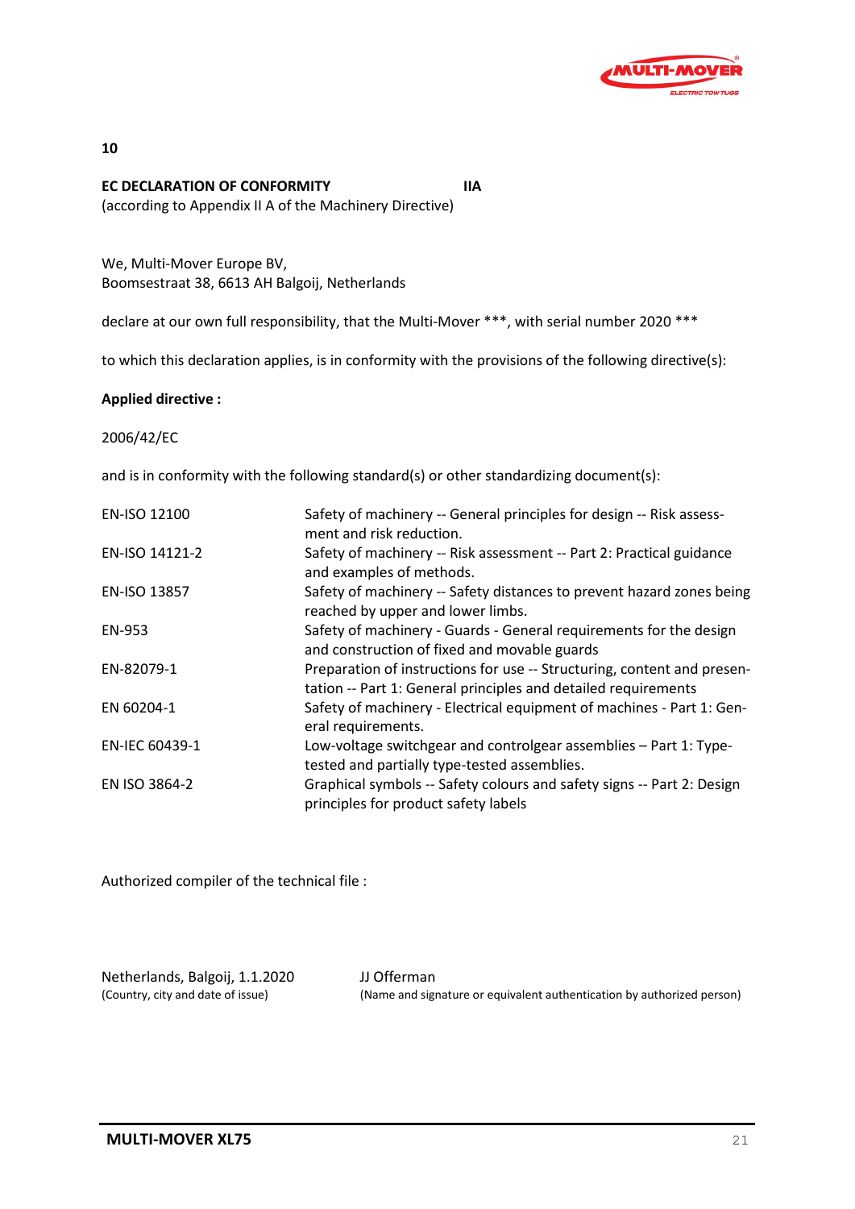## 10

**EC DECLARATION OF CONFORMITY IIA**

(according to Appendix II A of the Machinery Directive)

We, Multi-Mover Europe BV,
Boomsestraat 38, 6613 AH Balgoij, Netherlands

declare at our own full responsibility, that the Multi-Mover ***, with serial number 2020 ***

to which this declaration applies, is in conformity with the provisions of the following directive(s):

**Applied directive :**

2006/42/EC

and is in conformity with the following standard(s) or other standardizing document(s):

| | |
|---|---|
| EN-ISO 12100 | Safety of machinery -- General principles for design -- Risk assessment and risk reduction. |
| EN-ISO 14121-2 | Safety of machinery -- Risk assessment -- Part 2: Practical guidance and examples of methods. |
| EN-ISO 13857 | Safety of machinery -- Safety distances to prevent hazard zones being reached by upper and lower limbs. |
| EN-953 | Safety of machinery - Guards - General requirements for the design and construction of fixed and movable guards |
| EN-82079-1 | Preparation of instructions for use -- Structuring, content and presentation -- Part 1: General principles and detailed requirements |
| EN 60204-1 | Safety of machinery - Electrical equipment of machines - Part 1: General requirements. |
| EN-IEC 60439-1 | Low-voltage switchgear and controlgear assemblies – Part 1: Type-tested and partially type-tested assemblies. |
| EN ISO 3864-2 | Graphical symbols -- Safety colours and safety signs -- Part 2: Design principles for product safety labels |

Authorized compiler of the technical file :

Netherlands, Balgoij, 1.1.2020
(Country, city and date of issue)

JJ Offerman
(Name and signature or equivalent authentication by authorized person)